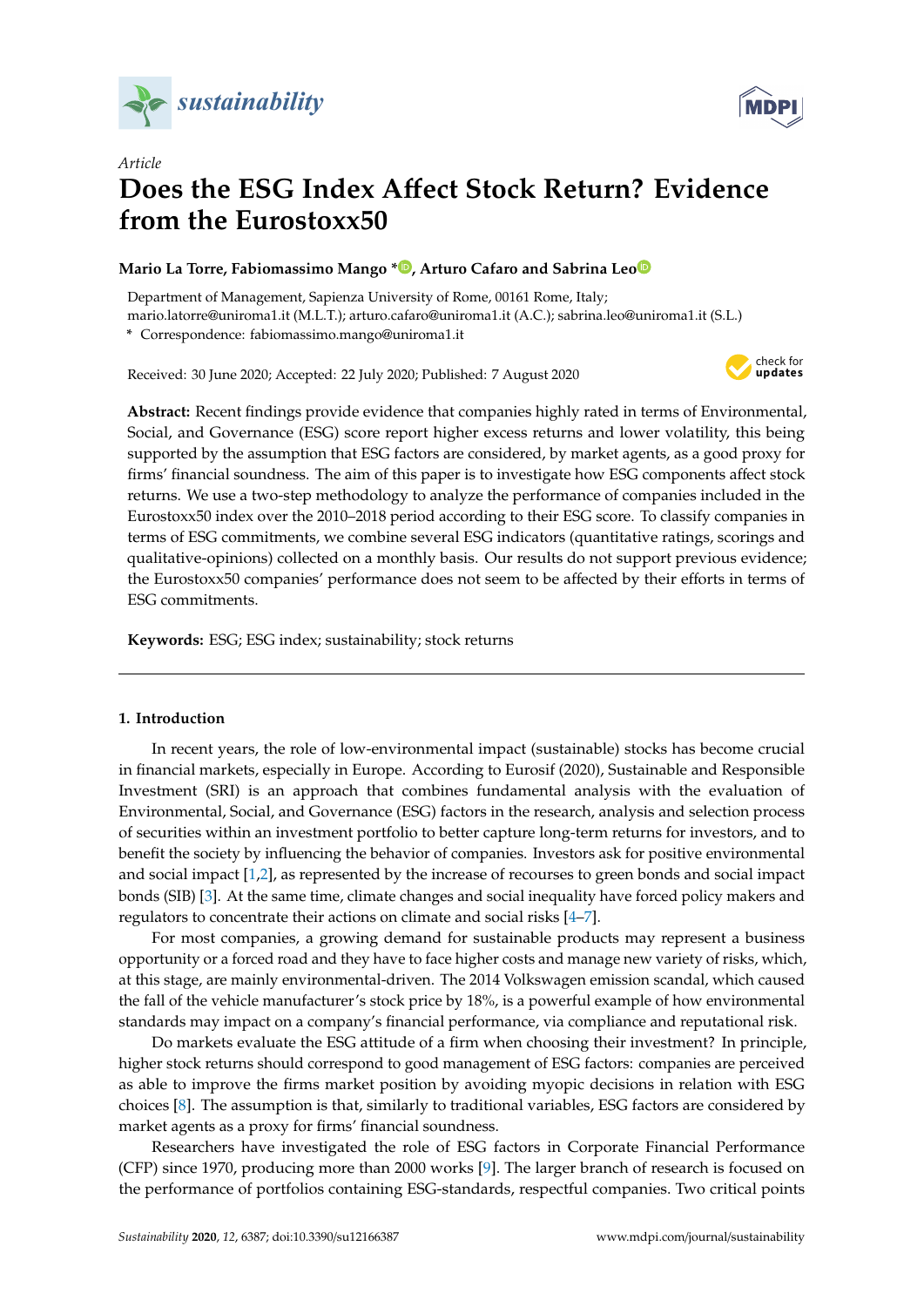*Article*

# Does the ESG Index Affect Stock Return? Evidence from the Eurostoxx50

**Mario La Torre, Fabiomassimo Mango \*, Arturo Cafaro and Sabrina Leo**

Department of Management, Sapienza University of Rome, 00161 Rome, Italy; mario.latorre@uniroma1.it (M.L.T.); arturo.cafaro@uniroma1.it (A.C.); sabrina.leo@uniroma1.it (S.L.)

\* Correspondence: fabiomassimo.mango@uniroma1.it

Received: 30 June 2020; Accepted: 22 July 2020; Published: 7 August 2020

**Abstract:** Recent findings provide evidence that companies highly rated in terms of Environmental, Social, and Governance (ESG) score report higher excess returns and lower volatility, this being supported by the assumption that ESG factors are considered, by market agents, as a good proxy for firms' financial soundness. The aim of this paper is to investigate how ESG components affect stock returns. We use a two-step methodology to analyze the performance of companies included in the Eurostoxx50 index over the 2010–2018 period according to their ESG score. To classify companies in terms of ESG commitments, we combine several ESG indicators (quantitative ratings, scorings and qualitative-opinions) collected on a monthly basis. Our results do not support previous evidence; the Eurostoxx50 companies' performance does not seem to be affected by their efforts in terms of ESG commitments.

**Keywords:** ESG; ESG index; sustainability; stock returns

## 1. Introduction

In recent years, the role of low-environmental impact (sustainable) stocks has become crucial in financial markets, especially in Europe. According to Eurosif (2020), Sustainable and Responsible Investment (SRI) is an approach that combines fundamental analysis with the evaluation of Environmental, Social, and Governance (ESG) factors in the research, analysis and selection process of securities within an investment portfolio to better capture long-term returns for investors, and to benefit the society by influencing the behavior of companies. Investors ask for positive environmental and social impact [1,2], as represented by the increase of recourses to green bonds and social impact bonds (SIB) [3]. At the same time, climate changes and social inequality have forced policy makers and regulators to concentrate their actions on climate and social risks [4–7].

For most companies, a growing demand for sustainable products may represent a business opportunity or a forced road and they have to face higher costs and manage new variety of risks, which, at this stage, are mainly environmental-driven. The 2014 Volkswagen emission scandal, which caused the fall of the vehicle manufacturer's stock price by 18%, is a powerful example of how environmental standards may impact on a company's financial performance, via compliance and reputational risk.

Do markets evaluate the ESG attitude of a firm when choosing their investment? In principle, higher stock returns should correspond to good management of ESG factors: companies are perceived as able to improve the firms market position by avoiding myopic decisions in relation with ESG choices [8]. The assumption is that, similarly to traditional variables, ESG factors are considered by market agents as a proxy for firms' financial soundness.

Researchers have investigated the role of ESG factors in Corporate Financial Performance (CFP) since 1970, producing more than 2000 works [9]. The larger branch of research is focused on the performance of portfolios containing ESG-standards, respectful companies. Two critical points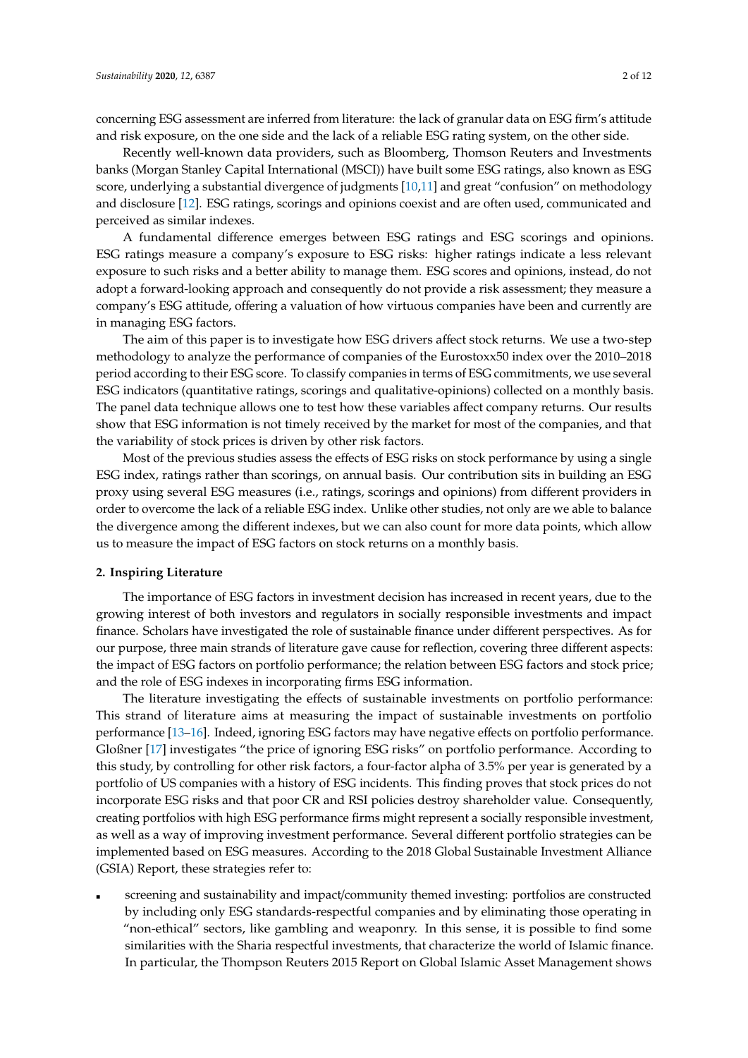concerning ESG assessment are inferred from literature: the lack of granular data on ESG firm's attitude and risk exposure, on the one side and the lack of a reliable ESG rating system, on the other side.

Recently well-known data providers, such as Bloomberg, Thomson Reuters and Investments banks (Morgan Stanley Capital International (MSCI)) have built some ESG ratings, also known as ESG score, underlying a substantial divergence of judgments [10,11] and great "confusion" on methodology and disclosure [12]. ESG ratings, scorings and opinions coexist and are often used, communicated and perceived as similar indexes.

A fundamental difference emerges between ESG ratings and ESG scorings and opinions. ESG ratings measure a company's exposure to ESG risks: higher ratings indicate a less relevant exposure to such risks and a better ability to manage them. ESG scores and opinions, instead, do not adopt a forward-looking approach and consequently do not provide a risk assessment; they measure a company's ESG attitude, offering a valuation of how virtuous companies have been and currently are in managing ESG factors.

The aim of this paper is to investigate how ESG drivers affect stock returns. We use a two-step methodology to analyze the performance of companies of the Eurostoxx50 index over the 2010–2018 period according to their ESG score. To classify companies in terms of ESG commitments, we use several ESG indicators (quantitative ratings, scorings and qualitative-opinions) collected on a monthly basis. The panel data technique allows one to test how these variables affect company returns. Our results show that ESG information is not timely received by the market for most of the companies, and that the variability of stock prices is driven by other risk factors.

Most of the previous studies assess the effects of ESG risks on stock performance by using a single ESG index, ratings rather than scorings, on annual basis. Our contribution sits in building an ESG proxy using several ESG measures (i.e., ratings, scorings and opinions) from different providers in order to overcome the lack of a reliable ESG index. Unlike other studies, not only are we able to balance the divergence among the different indexes, but we can also count for more data points, which allow us to measure the impact of ESG factors on stock returns on a monthly basis.

## 2. Inspiring Literature

The importance of ESG factors in investment decision has increased in recent years, due to the growing interest of both investors and regulators in socially responsible investments and impact finance. Scholars have investigated the role of sustainable finance under different perspectives. As for our purpose, three main strands of literature gave cause for reflection, covering three different aspects: the impact of ESG factors on portfolio performance; the relation between ESG factors and stock price; and the role of ESG indexes in incorporating firms ESG information.

The literature investigating the effects of sustainable investments on portfolio performance: This strand of literature aims at measuring the impact of sustainable investments on portfolio performance [13–16]. Indeed, ignoring ESG factors may have negative effects on portfolio performance. Gloßner [17] investigates "the price of ignoring ESG risks" on portfolio performance. According to this study, by controlling for other risk factors, a four-factor alpha of 3.5% per year is generated by a portfolio of US companies with a history of ESG incidents. This finding proves that stock prices do not incorporate ESG risks and that poor CR and RSI policies destroy shareholder value. Consequently, creating portfolios with high ESG performance firms might represent a socially responsible investment, as well as a way of improving investment performance. Several different portfolio strategies can be implemented based on ESG measures. According to the 2018 Global Sustainable Investment Alliance (GSIA) Report, these strategies refer to:

- screening and sustainability and impact/community themed investing: portfolios are constructed by including only ESG standards-respectful companies and by eliminating those operating in "non-ethical" sectors, like gambling and weaponry. In this sense, it is possible to find some similarities with the Sharia respectful investments, that characterize the world of Islamic finance. In particular, the Thompson Reuters 2015 Report on Global Islamic Asset Management shows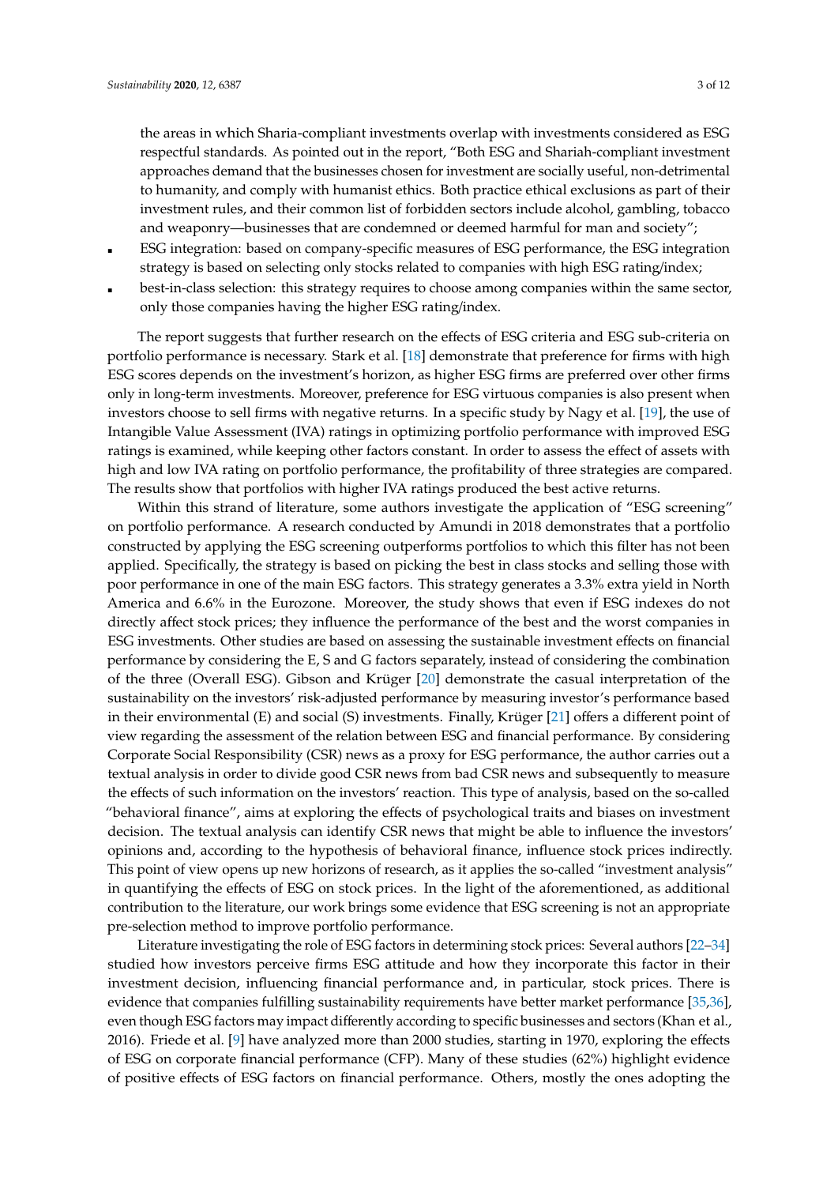the areas in which Sharia-compliant investments overlap with investments considered as ESG respectful standards. As pointed out in the report, "Both ESG and Shariah-compliant investment approaches demand that the businesses chosen for investment are socially useful, non-detrimental to humanity, and comply with humanist ethics. Both practice ethical exclusions as part of their investment rules, and their common list of forbidden sectors include alcohol, gambling, tobacco and weaponry—businesses that are condemned or deemed harmful for man and society";

- ESG integration: based on company-specific measures of ESG performance, the ESG integration strategy is based on selecting only stocks related to companies with high ESG rating/index;
- best-in-class selection: this strategy requires to choose among companies within the same sector, only those companies having the higher ESG rating/index.

The report suggests that further research on the effects of ESG criteria and ESG sub-criteria on portfolio performance is necessary. Stark et al. [18] demonstrate that preference for firms with high ESG scores depends on the investment's horizon, as higher ESG firms are preferred over other firms only in long-term investments. Moreover, preference for ESG virtuous companies is also present when investors choose to sell firms with negative returns. In a specific study by Nagy et al. [19], the use of Intangible Value Assessment (IVA) ratings in optimizing portfolio performance with improved ESG ratings is examined, while keeping other factors constant. In order to assess the effect of assets with high and low IVA rating on portfolio performance, the profitability of three strategies are compared. The results show that portfolios with higher IVA ratings produced the best active returns.

Within this strand of literature, some authors investigate the application of "ESG screening" on portfolio performance. A research conducted by Amundi in 2018 demonstrates that a portfolio constructed by applying the ESG screening outperforms portfolios to which this filter has not been applied. Specifically, the strategy is based on picking the best in class stocks and selling those with poor performance in one of the main ESG factors. This strategy generates a 3.3% extra yield in North America and 6.6% in the Eurozone. Moreover, the study shows that even if ESG indexes do not directly affect stock prices; they influence the performance of the best and the worst companies in ESG investments. Other studies are based on assessing the sustainable investment effects on financial performance by considering the E, S and G factors separately, instead of considering the combination of the three (Overall ESG). Gibson and Krüger [20] demonstrate the casual interpretation of the sustainability on the investors' risk-adjusted performance by measuring investor's performance based in their environmental (E) and social (S) investments. Finally, Krüger [21] offers a different point of view regarding the assessment of the relation between ESG and financial performance. By considering Corporate Social Responsibility (CSR) news as a proxy for ESG performance, the author carries out a textual analysis in order to divide good CSR news from bad CSR news and subsequently to measure the effects of such information on the investors' reaction. This type of analysis, based on the so-called "behavioral finance", aims at exploring the effects of psychological traits and biases on investment decision. The textual analysis can identify CSR news that might be able to influence the investors' opinions and, according to the hypothesis of behavioral finance, influence stock prices indirectly. This point of view opens up new horizons of research, as it applies the so-called "investment analysis" in quantifying the effects of ESG on stock prices. In the light of the aforementioned, as additional contribution to the literature, our work brings some evidence that ESG screening is not an appropriate pre-selection method to improve portfolio performance.

Literature investigating the role of ESG factors in determining stock prices: Several authors [22–34] studied how investors perceive firms ESG attitude and how they incorporate this factor in their investment decision, influencing financial performance and, in particular, stock prices. There is evidence that companies fulfilling sustainability requirements have better market performance [35,36], even though ESG factors may impact differently according to specific businesses and sectors (Khan et al., 2016). Friede et al. [9] have analyzed more than 2000 studies, starting in 1970, exploring the effects of ESG on corporate financial performance (CFP). Many of these studies (62%) highlight evidence of positive effects of ESG factors on financial performance. Others, mostly the ones adopting the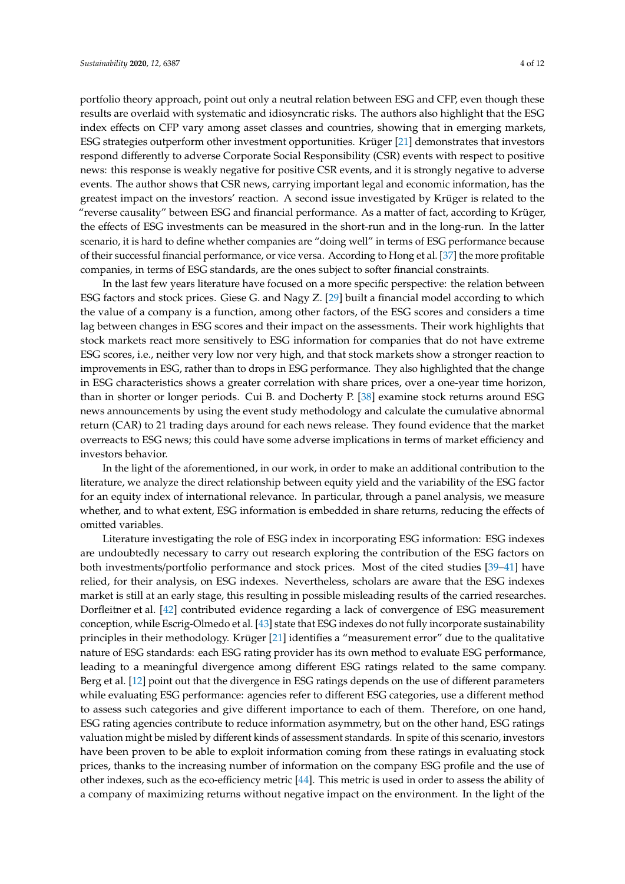portfolio theory approach, point out only a neutral relation between ESG and CFP, even though these results are overlaid with systematic and idiosyncratic risks. The authors also highlight that the ESG index effects on CFP vary among asset classes and countries, showing that in emerging markets, ESG strategies outperform other investment opportunities. Krüger [21] demonstrates that investors respond differently to adverse Corporate Social Responsibility (CSR) events with respect to positive news: this response is weakly negative for positive CSR events, and it is strongly negative to adverse events. The author shows that CSR news, carrying important legal and economic information, has the greatest impact on the investors' reaction. A second issue investigated by Krüger is related to the "reverse causality" between ESG and financial performance. As a matter of fact, according to Krüger, the effects of ESG investments can be measured in the short-run and in the long-run. In the latter scenario, it is hard to define whether companies are "doing well" in terms of ESG performance because of their successful financial performance, or vice versa. According to Hong et al. [37] the more profitable companies, in terms of ESG standards, are the ones subject to softer financial constraints.

In the last few years literature have focused on a more specific perspective: the relation between ESG factors and stock prices. Giese G. and Nagy Z. [29] built a financial model according to which the value of a company is a function, among other factors, of the ESG scores and considers a time lag between changes in ESG scores and their impact on the assessments. Their work highlights that stock markets react more sensitively to ESG information for companies that do not have extreme ESG scores, i.e., neither very low nor very high, and that stock markets show a stronger reaction to improvements in ESG, rather than to drops in ESG performance. They also highlighted that the change in ESG characteristics shows a greater correlation with share prices, over a one-year time horizon, than in shorter or longer periods. Cui B. and Docherty P. [38] examine stock returns around ESG news announcements by using the event study methodology and calculate the cumulative abnormal return (CAR) to 21 trading days around for each news release. They found evidence that the market overreacts to ESG news; this could have some adverse implications in terms of market efficiency and investors behavior.

In the light of the aforementioned, in our work, in order to make an additional contribution to the literature, we analyze the direct relationship between equity yield and the variability of the ESG factor for an equity index of international relevance. In particular, through a panel analysis, we measure whether, and to what extent, ESG information is embedded in share returns, reducing the effects of omitted variables.

Literature investigating the role of ESG index in incorporating ESG information: ESG indexes are undoubtedly necessary to carry out research exploring the contribution of the ESG factors on both investments/portfolio performance and stock prices. Most of the cited studies [39–41] have relied, for their analysis, on ESG indexes. Nevertheless, scholars are aware that the ESG indexes market is still at an early stage, this resulting in possible misleading results of the carried researches. Dorfleitner et al. [42] contributed evidence regarding a lack of convergence of ESG measurement conception, while Escrig-Olmedo et al. [43] state that ESG indexes do not fully incorporate sustainability principles in their methodology. Krüger [21] identifies a "measurement error" due to the qualitative nature of ESG standards: each ESG rating provider has its own method to evaluate ESG performance, leading to a meaningful divergence among different ESG ratings related to the same company. Berg et al. [12] point out that the divergence in ESG ratings depends on the use of different parameters while evaluating ESG performance: agencies refer to different ESG categories, use a different method to assess such categories and give different importance to each of them. Therefore, on one hand, ESG rating agencies contribute to reduce information asymmetry, but on the other hand, ESG ratings valuation might be misled by different kinds of assessment standards. In spite of this scenario, investors have been proven to be able to exploit information coming from these ratings in evaluating stock prices, thanks to the increasing number of information on the company ESG profile and the use of other indexes, such as the eco-efficiency metric [44]. This metric is used in order to assess the ability of a company of maximizing returns without negative impact on the environment. In the light of the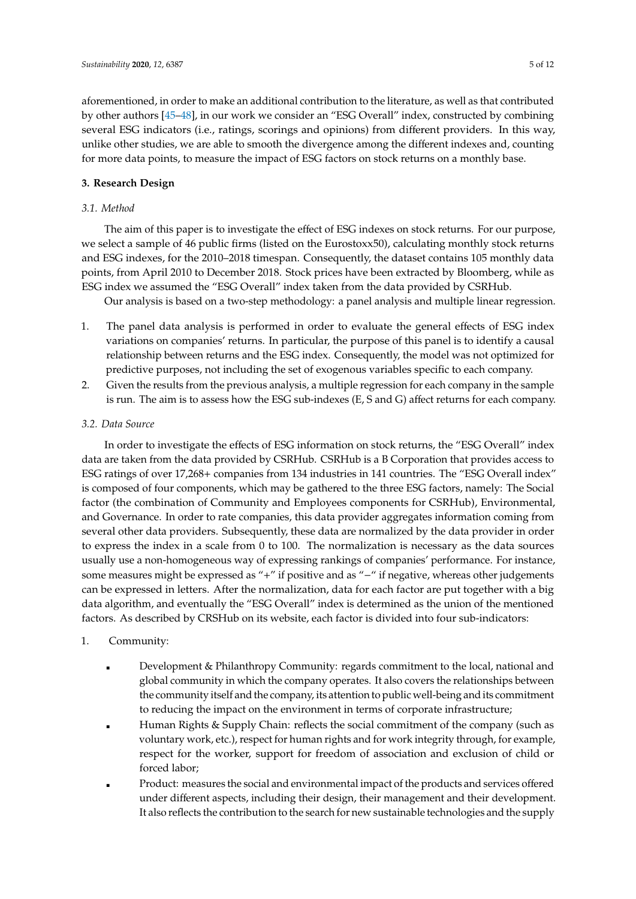aforementioned, in order to make an additional contribution to the literature, as well as that contributed by other authors [45–48], in our work we consider an "ESG Overall" index, constructed by combining several ESG indicators (i.e., ratings, scorings and opinions) from different providers. In this way, unlike other studies, we are able to smooth the divergence among the different indexes and, counting for more data points, to measure the impact of ESG factors on stock returns on a monthly base.

## 3. Research Design

### 3.1. Method

The aim of this paper is to investigate the effect of ESG indexes on stock returns. For our purpose, we select a sample of 46 public firms (listed on the Eurostoxx50), calculating monthly stock returns and ESG indexes, for the 2010–2018 timespan. Consequently, the dataset contains 105 monthly data points, from April 2010 to December 2018. Stock prices have been extracted by Bloomberg, while as ESG index we assumed the "ESG Overall" index taken from the data provided by CSRHub.

Our analysis is based on a two-step methodology: a panel analysis and multiple linear regression.

1. The panel data analysis is performed in order to evaluate the general effects of ESG index variations on companies' returns. In particular, the purpose of this panel is to identify a causal relationship between returns and the ESG index. Consequently, the model was not optimized for predictive purposes, not including the set of exogenous variables specific to each company.
2. Given the results from the previous analysis, a multiple regression for each company in the sample is run. The aim is to assess how the ESG sub-indexes (E, S and G) affect returns for each company.

### 3.2. Data Source

In order to investigate the effects of ESG information on stock returns, the "ESG Overall" index data are taken from the data provided by CSRHub. CSRHub is a B Corporation that provides access to ESG ratings of over 17,268+ companies from 134 industries in 141 countries. The "ESG Overall index" is composed of four components, which may be gathered to the three ESG factors, namely: The Social factor (the combination of Community and Employees components for CSRHub), Environmental, and Governance. In order to rate companies, this data provider aggregates information coming from several other data providers. Subsequently, these data are normalized by the data provider in order to express the index in a scale from 0 to 100. The normalization is necessary as the data sources usually use a non-homogeneous way of expressing rankings of companies' performance. For instance, some measures might be expressed as "+" if positive and as "−" if negative, whereas other judgements can be expressed in letters. After the normalization, data for each factor are put together with a big data algorithm, and eventually the "ESG Overall" index is determined as the union of the mentioned factors. As described by CRSHub on its website, each factor is divided into four sub-indicators:

1. Community:
   - Development & Philanthropy Community: regards commitment to the local, national and global community in which the company operates. It also covers the relationships between the community itself and the company, its attention to public well-being and its commitment to reducing the impact on the environment in terms of corporate infrastructure;
   - Human Rights & Supply Chain: reflects the social commitment of the company (such as voluntary work, etc.), respect for human rights and for work integrity through, for example, respect for the worker, support for freedom of association and exclusion of child or forced labor;
   - Product: measures the social and environmental impact of the products and services offered under different aspects, including their design, their management and their development. It also reflects the contribution to the search for new sustainable technologies and the supply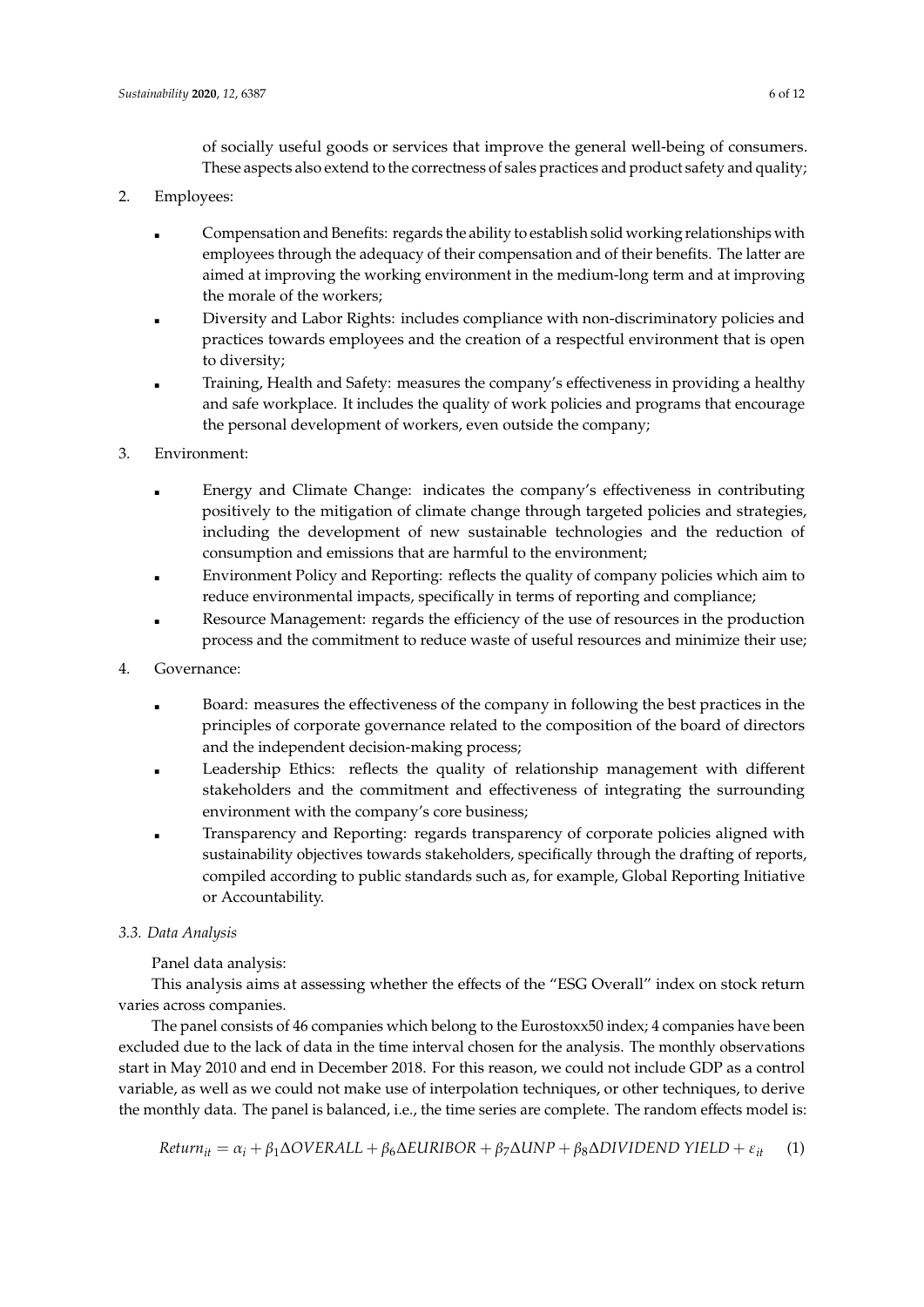of socially useful goods or services that improve the general well-being of consumers. These aspects also extend to the correctness of sales practices and product safety and quality;

2. Employees:

    - Compensation and Benefits: regards the ability to establish solid working relationships with employees through the adequacy of their compensation and of their benefits. The latter are aimed at improving the working environment in the medium-long term and at improving the morale of the workers;
    - Diversity and Labor Rights: includes compliance with non-discriminatory policies and practices towards employees and the creation of a respectful environment that is open to diversity;
    - Training, Health and Safety: measures the company's effectiveness in providing a healthy and safe workplace. It includes the quality of work policies and programs that encourage the personal development of workers, even outside the company;

3. Environment:

    - Energy and Climate Change: indicates the company's effectiveness in contributing positively to the mitigation of climate change through targeted policies and strategies, including the development of new sustainable technologies and the reduction of consumption and emissions that are harmful to the environment;
    - Environment Policy and Reporting: reflects the quality of company policies which aim to reduce environmental impacts, specifically in terms of reporting and compliance;
    - Resource Management: regards the efficiency of the use of resources in the production process and the commitment to reduce waste of useful resources and minimize their use;

4. Governance:

    - Board: measures the effectiveness of the company in following the best practices in the principles of corporate governance related to the composition of the board of directors and the independent decision-making process;
    - Leadership Ethics: reflects the quality of relationship management with different stakeholders and the commitment and effectiveness of integrating the surrounding environment with the company's core business;
    - Transparency and Reporting: regards transparency of corporate policies aligned with sustainability objectives towards stakeholders, specifically through the drafting of reports, compiled according to public standards such as, for example, Global Reporting Initiative or Accountability.

### *3.3. Data Analysis*

Panel data analysis:

This analysis aims at assessing whether the effects of the "ESG Overall" index on stock return varies across companies.

The panel consists of 46 companies which belong to the Eurostoxx50 index; 4 companies have been excluded due to the lack of data in the time interval chosen for the analysis. The monthly observations start in May 2010 and end in December 2018. For this reason, we could not include GDP as a control variable, as well as we could not make use of interpolation techniques, or other techniques, to derive the monthly data. The panel is balanced, i.e., the time series are complete. The random effects model is:

$$Return_{it} = \alpha_i + \beta_1 \Delta OVERALL + \beta_6 \Delta EURIBOR + \beta_7 \Delta UNP + \beta_8 \Delta DIVIDEND\ YIELD + \varepsilon_{it} \quad (1)$$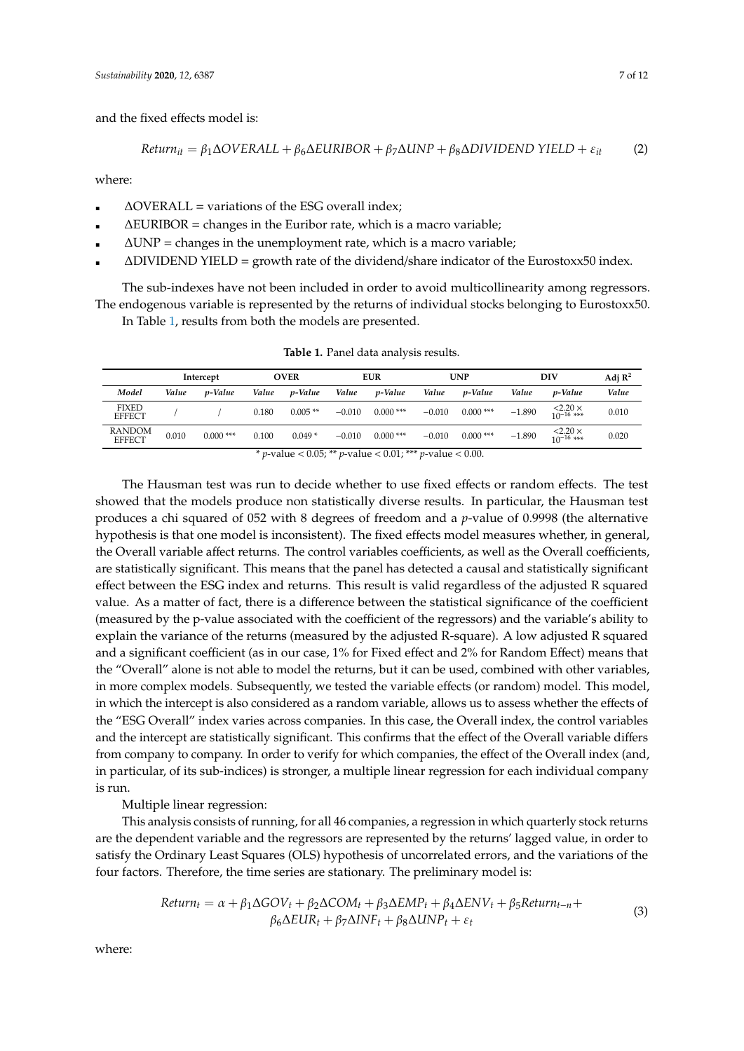and the fixed effects model is:

$$Return_{it} = \beta_1 \Delta OVERALL + \beta_6 \Delta EURIBOR + \beta_7 \Delta UNP + \beta_8 \Delta DIVIDEND\ YIELD + \varepsilon_{it} \tag{2}$$

where:

- ΔOVERALL = variations of the ESG overall index;
- ΔEURIBOR = changes in the Euribor rate, which is a macro variable;
- ΔUNP = changes in the unemployment rate, which is a macro variable;
- ΔDIVIDEND YIELD = growth rate of the dividend/share indicator of the Eurostoxx50 index.

The sub-indexes have not been included in order to avoid multicollinearity among regressors. The endogenous variable is represented by the returns of individual stocks belonging to Eurostoxx50.

In Table 1, results from both the models are presented.

**Table 1.** Panel data analysis results.

| | Intercept | | OVER | | EUR | | UNP | | DIV | | Adj $R^2$ |
|---|---|---|---|---|---|---|---|---|---|---|---|
| *Model* | *Value* | *p-Value* | *Value* | *p-Value* | *Value* | *p-Value* | *Value* | *p-Value* | *Value* | *p-Value* | *Value* |
| FIXED EFFECT | / | / | 0.180 | 0.005 ** | −0.010 | 0.000 *** | −0.010 | 0.000 *** | −1.890 | $<2.20 \times 10^{-16}$ *** | 0.010 |
| RANDOM EFFECT | 0.010 | 0.000 *** | 0.100 | 0.049 * | −0.010 | 0.000 *** | −0.010 | 0.000 *** | −1.890 | $<2.20 \times 10^{-16}$ *** | 0.020 |

\* $p$-value < 0.05; ** $p$-value < 0.01; *** $p$-value < 0.00.

The Hausman test was run to decide whether to use fixed effects or random effects. The test showed that the models produce non statistically diverse results. In particular, the Hausman test produces a chi squared of 052 with 8 degrees of freedom and a $p$-value of 0.9998 (the alternative hypothesis is that one model is inconsistent). The fixed effects model measures whether, in general, the Overall variable affect returns. The control variables coefficients, as well as the Overall coefficients, are statistically significant. This means that the panel has detected a causal and statistically significant effect between the ESG index and returns. This result is valid regardless of the adjusted R squared value. As a matter of fact, there is a difference between the statistical significance of the coefficient (measured by the p-value associated with the coefficient of the regressors) and the variable's ability to explain the variance of the returns (measured by the adjusted R-square). A low adjusted R squared and a significant coefficient (as in our case, 1% for Fixed effect and 2% for Random Effect) means that the "Overall" alone is not able to model the returns, but it can be used, combined with other variables, in more complex models. Subsequently, we tested the variable effects (or random) model. This model, in which the intercept is also considered as a random variable, allows us to assess whether the effects of the "ESG Overall" index varies across companies. In this case, the Overall index, the control variables and the intercept are statistically significant. This confirms that the effect of the Overall variable differs from company to company. In order to verify for which companies, the effect of the Overall index (and, in particular, of its sub-indices) is stronger, a multiple linear regression for each individual company is run.

Multiple linear regression:

This analysis consists of running, for all 46 companies, a regression in which quarterly stock returns are the dependent variable and the regressors are represented by the returns' lagged value, in order to satisfy the Ordinary Least Squares (OLS) hypothesis of uncorrelated errors, and the variations of the four factors. Therefore, the time series are stationary. The preliminary model is:

$$\begin{aligned} Return_t = \alpha + \beta_1 \Delta GOV_t + \beta_2 \Delta COM_t + \beta_3 \Delta EMP_t + \beta_4 \Delta ENV_t + \beta_5 Return_{t-n} + \\ \beta_6 \Delta EUR_t + \beta_7 \Delta INF_t + \beta_8 \Delta UNP_t + \varepsilon_t \end{aligned} \tag{3}$$

where: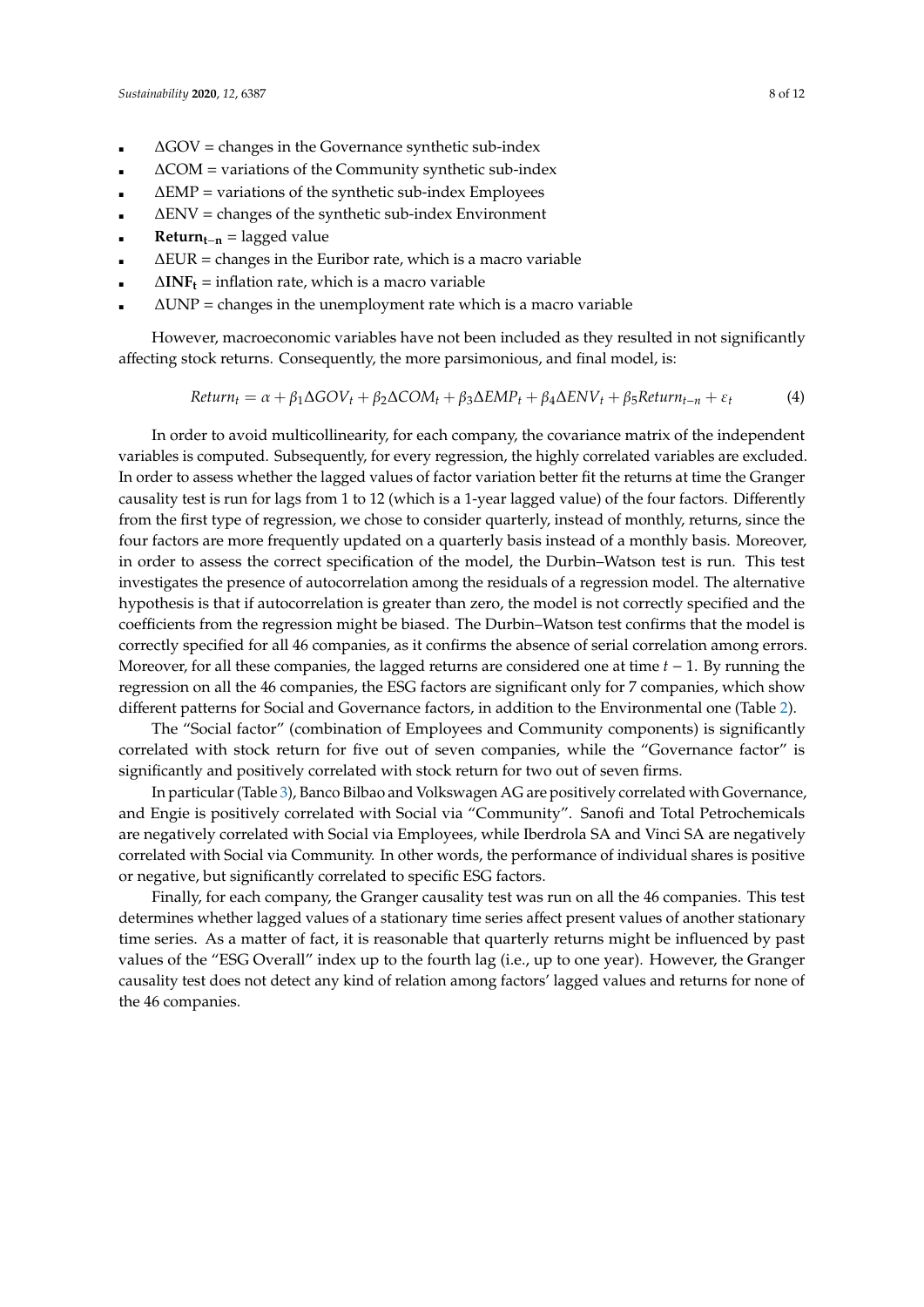- $\Delta GOV$ = changes in the Governance synthetic sub-index
- $\Delta COM$ = variations of the Community synthetic sub-index
- $\Delta EMP$ = variations of the synthetic sub-index Employees
- $\Delta ENV$ = changes of the synthetic sub-index Environment
- $\mathbf{Return_{t-n}}$ = lagged value
- $\Delta EUR$ = changes in the Euribor rate, which is a macro variable
- $\Delta \mathbf{INF_t}$ = inflation rate, which is a macro variable
- $\Delta UNP$ = changes in the unemployment rate which is a macro variable

However, macroeconomic variables have not been included as they resulted in not significantly affecting stock returns. Consequently, the more parsimonious, and final model, is:

$$Return_t = \alpha + \beta_1 \Delta GOV_t + \beta_2 \Delta COM_t + \beta_3 \Delta EMP_t + \beta_4 \Delta ENV_t + \beta_5 Return_{t-n} + \varepsilon_t \tag{4}$$

In order to avoid multicollinearity, for each company, the covariance matrix of the independent variables is computed. Subsequently, for every regression, the highly correlated variables are excluded. In order to assess whether the lagged values of factor variation better fit the returns at time the Granger causality test is run for lags from 1 to 12 (which is a 1-year lagged value) of the four factors. Differently from the first type of regression, we chose to consider quarterly, instead of monthly, returns, since the four factors are more frequently updated on a quarterly basis instead of a monthly basis. Moreover, in order to assess the correct specification of the model, the Durbin–Watson test is run. This test investigates the presence of autocorrelation among the residuals of a regression model. The alternative hypothesis is that if autocorrelation is greater than zero, the model is not correctly specified and the coefficients from the regression might be biased. The Durbin–Watson test confirms that the model is correctly specified for all 46 companies, as it confirms the absence of serial correlation among errors. Moreover, for all these companies, the lagged returns are considered one at time $t - 1$. By running the regression on all the 46 companies, the ESG factors are significant only for 7 companies, which show different patterns for Social and Governance factors, in addition to the Environmental one (Table 2).

The "Social factor" (combination of Employees and Community components) is significantly correlated with stock return for five out of seven companies, while the "Governance factor" is significantly and positively correlated with stock return for two out of seven firms.

In particular (Table 3), Banco Bilbao and Volkswagen AG are positively correlated with Governance, and Engie is positively correlated with Social via "Community". Sanofi and Total Petrochemicals are negatively correlated with Social via Employees, while Iberdrola SA and Vinci SA are negatively correlated with Social via Community. In other words, the performance of individual shares is positive or negative, but significantly correlated to specific ESG factors.

Finally, for each company, the Granger causality test was run on all the 46 companies. This test determines whether lagged values of a stationary time series affect present values of another stationary time series. As a matter of fact, it is reasonable that quarterly returns might be influenced by past values of the "ESG Overall" index up to the fourth lag (i.e., up to one year). However, the Granger causality test does not detect any kind of relation among factors' lagged values and returns for none of the 46 companies.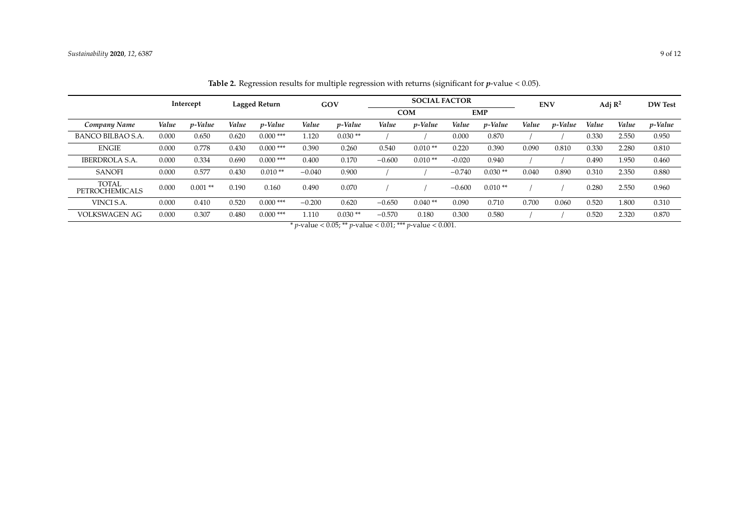**Table 2.** Regression results for multiple regression with returns (significant for ***p***-value < 0.05).

| | Intercept | | Lagged Return | | GOV | | SOCIAL FACTOR | | | | ENV | | Adj $R^2$ | DW Test | |
|---|---|---|---|---|---|---|---|---|---|---|---|---|---|---|---|
| | | | | | | | COM | | EMP | | | | | | |
| ***Company Name*** | ***Value*** | ***p-Value*** | ***Value*** | ***p-Value*** | ***Value*** | ***p-Value*** | ***Value*** | ***p-Value*** | ***Value*** | ***p-Value*** | ***Value*** | ***p-Value*** | ***Value*** | ***Value*** | ***p-Value*** |
| BANCO BILBAO S.A. | 0.000 | 0.650 | 0.620 | 0.000 *** | 1.120 | 0.030 ** | / | / | 0.000 | 0.870 | / | / | 0.330 | 2.550 | 0.950 |
| ENGIE | 0.000 | 0.778 | 0.430 | 0.000 *** | 0.390 | 0.260 | 0.540 | 0.010 ** | 0.220 | 0.390 | 0.090 | 0.810 | 0.330 | 2.280 | 0.810 |
| IBERDROLA S.A. | 0.000 | 0.334 | 0.690 | 0.000 *** | 0.400 | 0.170 | −0.600 | 0.010 ** | -0.020 | 0.940 | / | / | 0.490 | 1.950 | 0.460 |
| SANOFI | 0.000 | 0.577 | 0.430 | 0.010 ** | −0.040 | 0.900 | / | / | −0.740 | 0.030 ** | 0.040 | 0.890 | 0.310 | 2.350 | 0.880 |
| TOTAL PETROCHEMICALS | 0.000 | 0.001 ** | 0.190 | 0.160 | 0.490 | 0.070 | / | / | −0.600 | 0.010 ** | / | / | 0.280 | 2.550 | 0.960 |
| VINCI S.A. | 0.000 | 0.410 | 0.520 | 0.000 *** | −0.200 | 0.620 | −0.650 | 0.040 ** | 0.090 | 0.710 | 0.700 | 0.060 | 0.520 | 1.800 | 0.310 |
| VOLKSWAGEN AG | 0.000 | 0.307 | 0.480 | 0.000 *** | 1.110 | 0.030 ** | −0.570 | 0.180 | 0.300 | 0.580 | / | / | 0.520 | 2.320 | 0.870 |

\* *p*-value < 0.05; ** *p*-value < 0.01; *** *p*-value < 0.001.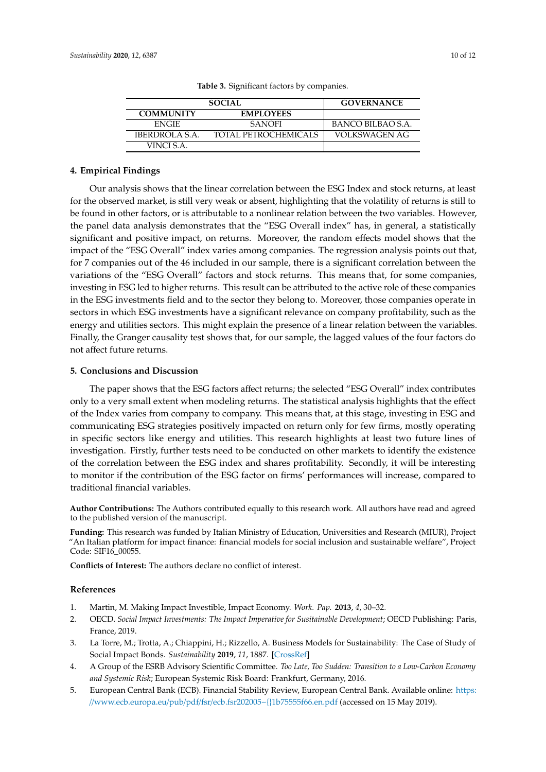**Table 3.** Significant factors by companies.

| SOCIAL | | GOVERNANCE |
|---|---|---|
| COMMUNITY | EMPLOYEES | |
| ENGIE | SANOFI | BANCO BILBAO S.A. |
| IBERDROLA S.A. | TOTAL PETROCHEMICALS | VOLKSWAGEN AG |
| VINCI S.A. | | |

## 4. Empirical Findings

Our analysis shows that the linear correlation between the ESG Index and stock returns, at least for the observed market, is still very weak or absent, highlighting that the volatility of returns is still to be found in other factors, or is attributable to a nonlinear relation between the two variables. However, the panel data analysis demonstrates that the "ESG Overall index" has, in general, a statistically significant and positive impact, on returns. Moreover, the random effects model shows that the impact of the "ESG Overall" index varies among companies. The regression analysis points out that, for 7 companies out of the 46 included in our sample, there is a significant correlation between the variations of the "ESG Overall" factors and stock returns. This means that, for some companies, investing in ESG led to higher returns. This result can be attributed to the active role of these companies in the ESG investments field and to the sector they belong to. Moreover, those companies operate in sectors in which ESG investments have a significant relevance on company profitability, such as the energy and utilities sectors. This might explain the presence of a linear relation between the variables. Finally, the Granger causality test shows that, for our sample, the lagged values of the four factors do not affect future returns.

## 5. Conclusions and Discussion

The paper shows that the ESG factors affect returns; the selected "ESG Overall" index contributes only to a very small extent when modeling returns. The statistical analysis highlights that the effect of the Index varies from company to company. This means that, at this stage, investing in ESG and communicating ESG strategies positively impacted on return only for few firms, mostly operating in specific sectors like energy and utilities. This research highlights at least two future lines of investigation. Firstly, further tests need to be conducted on other markets to identify the existence of the correlation between the ESG index and shares profitability. Secondly, it will be interesting to monitor if the contribution of the ESG factor on firms' performances will increase, compared to traditional financial variables.

**Author Contributions:** The Authors contributed equally to this research work. All authors have read and agreed to the published version of the manuscript.

**Funding:** This research was funded by Italian Ministry of Education, Universities and Research (MIUR), Project "An Italian platform for impact finance: financial models for social inclusion and sustainable welfare", Project Code: SIF16_00055.

**Conflicts of Interest:** The authors declare no conflict of interest.

## References

1. Martin, M. Making Impact Investible, Impact Economy. *Work. Pap.* **2013**, *4*, 30–32.
2. OECD. *Social Impact Investments: The Impact Imperative for Susitainable Development*; OECD Publishing: Paris, France, 2019.
3. La Torre, M.; Trotta, A.; Chiappini, H.; Rizzello, A. Business Models for Sustainability: The Case of Study of Social Impact Bonds. *Sustainability* **2019**, *11*, 1887. [CrossRef]
4. A Group of the ESRB Advisory Scientific Committee. *Too Late, Too Sudden: Transition to a Low-Carbon Economy and Systemic Risk*; European Systemic Risk Board: Frankfurt, Germany, 2016.
5. European Central Bank (ECB). Financial Stability Review, European Central Bank. Available online: https://www.ecb.europa.eu/pub/pdf/fsr/ecb.fsr202005~{}1b75555f66.en.pdf (accessed on 15 May 2019).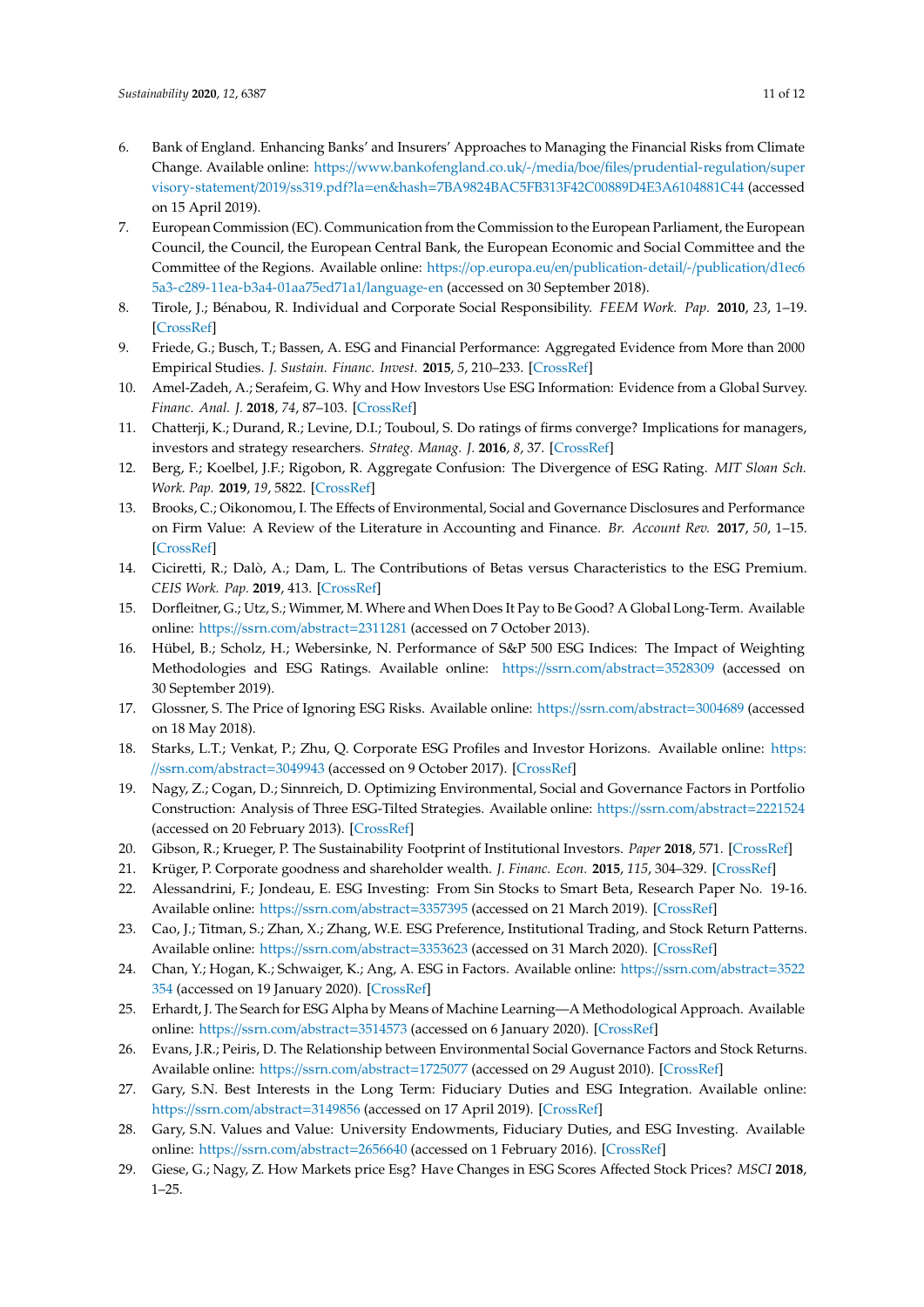6. Bank of England. Enhancing Banks' and Insurers' Approaches to Managing the Financial Risks from Climate Change. Available online: https://www.bankofengland.co.uk/-/media/boe/files/prudential-regulation/supervisory-statement/2019/ss319.pdf?la=en&hash=7BA9824BAC5FB313F42C00889D4E3A6104881C44 (accessed on 15 April 2019).
7. European Commission (EC). Communication from the Commission to the European Parliament, the European Council, the Council, the European Central Bank, the European Economic and Social Committee and the Committee of the Regions. Available online: https://op.europa.eu/en/publication-detail/-/publication/d1ec65a3-c289-11ea-b3a4-01aa75ed71a1/language-en (accessed on 30 September 2018).
8. Tirole, J.; Bénabou, R. Individual and Corporate Social Responsibility. *FEEM Work. Pap.* **2010**, *23*, 1–19. [CrossRef]
9. Friede, G.; Busch, T.; Bassen, A. ESG and Financial Performance: Aggregated Evidence from More than 2000 Empirical Studies. *J. Sustain. Financ. Invest.* **2015**, *5*, 210–233. [CrossRef]
10. Amel-Zadeh, A.; Serafeim, G. Why and How Investors Use ESG Information: Evidence from a Global Survey. *Financ. Anal. J.* **2018**, *74*, 87–103. [CrossRef]
11. Chatterji, K.; Durand, R.; Levine, D.I.; Touboul, S. Do ratings of firms converge? Implications for managers, investors and strategy researchers. *Strateg. Manag. J.* **2016**, *8*, 37. [CrossRef]
12. Berg, F.; Koelbel, J.F.; Rigobon, R. Aggregate Confusion: The Divergence of ESG Rating. *MIT Sloan Sch. Work. Pap.* **2019**, *19*, 5822. [CrossRef]
13. Brooks, C.; Oikonomou, I. The Effects of Environmental, Social and Governance Disclosures and Performance on Firm Value: A Review of the Literature in Accounting and Finance. *Br. Account Rev.* **2017**, *50*, 1–15. [CrossRef]
14. Ciciretti, R.; Dalò, A.; Dam, L. The Contributions of Betas versus Characteristics to the ESG Premium. *CEIS Work. Pap.* **2019**, 413. [CrossRef]
15. Dorfleitner, G.; Utz, S.; Wimmer, M. Where and When Does It Pay to Be Good? A Global Long-Term. Available online: https://ssrn.com/abstract=2311281 (accessed on 7 October 2013).
16. Hübel, B.; Scholz, H.; Webersinke, N. Performance of S&P 500 ESG Indices: The Impact of Weighting Methodologies and ESG Ratings. Available online: https://ssrn.com/abstract=3528309 (accessed on 30 September 2019).
17. Glossner, S. The Price of Ignoring ESG Risks. Available online: https://ssrn.com/abstract=3004689 (accessed on 18 May 2018).
18. Starks, L.T.; Venkat, P.; Zhu, Q. Corporate ESG Profiles and Investor Horizons. Available online: https://ssrn.com/abstract=3049943 (accessed on 9 October 2017). [CrossRef]
19. Nagy, Z.; Cogan, D.; Sinnreich, D. Optimizing Environmental, Social and Governance Factors in Portfolio Construction: Analysis of Three ESG-Tilted Strategies. Available online: https://ssrn.com/abstract=2221524 (accessed on 20 February 2013). [CrossRef]
20. Gibson, R.; Krueger, P. The Sustainability Footprint of Institutional Investors. *Paper* **2018**, 571. [CrossRef]
21. Krüger, P. Corporate goodness and shareholder wealth. *J. Financ. Econ.* **2015**, *115*, 304–329. [CrossRef]
22. Alessandrini, F.; Jondeau, E. ESG Investing: From Sin Stocks to Smart Beta, Research Paper No. 19-16. Available online: https://ssrn.com/abstract=3357395 (accessed on 21 March 2019). [CrossRef]
23. Cao, J.; Titman, S.; Zhan, X.; Zhang, W.E. ESG Preference, Institutional Trading, and Stock Return Patterns. Available online: https://ssrn.com/abstract=3353623 (accessed on 31 March 2020). [CrossRef]
24. Chan, Y.; Hogan, K.; Schwaiger, K.; Ang, A. ESG in Factors. Available online: https://ssrn.com/abstract=3522354 (accessed on 19 January 2020). [CrossRef]
25. Erhardt, J. The Search for ESG Alpha by Means of Machine Learning—A Methodological Approach. Available online: https://ssrn.com/abstract=3514573 (accessed on 6 January 2020). [CrossRef]
26. Evans, J.R.; Peiris, D. The Relationship between Environmental Social Governance Factors and Stock Returns. Available online: https://ssrn.com/abstract=1725077 (accessed on 29 August 2010). [CrossRef]
27. Gary, S.N. Best Interests in the Long Term: Fiduciary Duties and ESG Integration. Available online: https://ssrn.com/abstract=3149856 (accessed on 17 April 2019). [CrossRef]
28. Gary, S.N. Values and Value: University Endowments, Fiduciary Duties, and ESG Investing. Available online: https://ssrn.com/abstract=2656640 (accessed on 1 February 2016). [CrossRef]
29. Giese, G.; Nagy, Z. How Markets price Esg? Have Changes in ESG Scores Affected Stock Prices? *MSCI* **2018**, 1–25.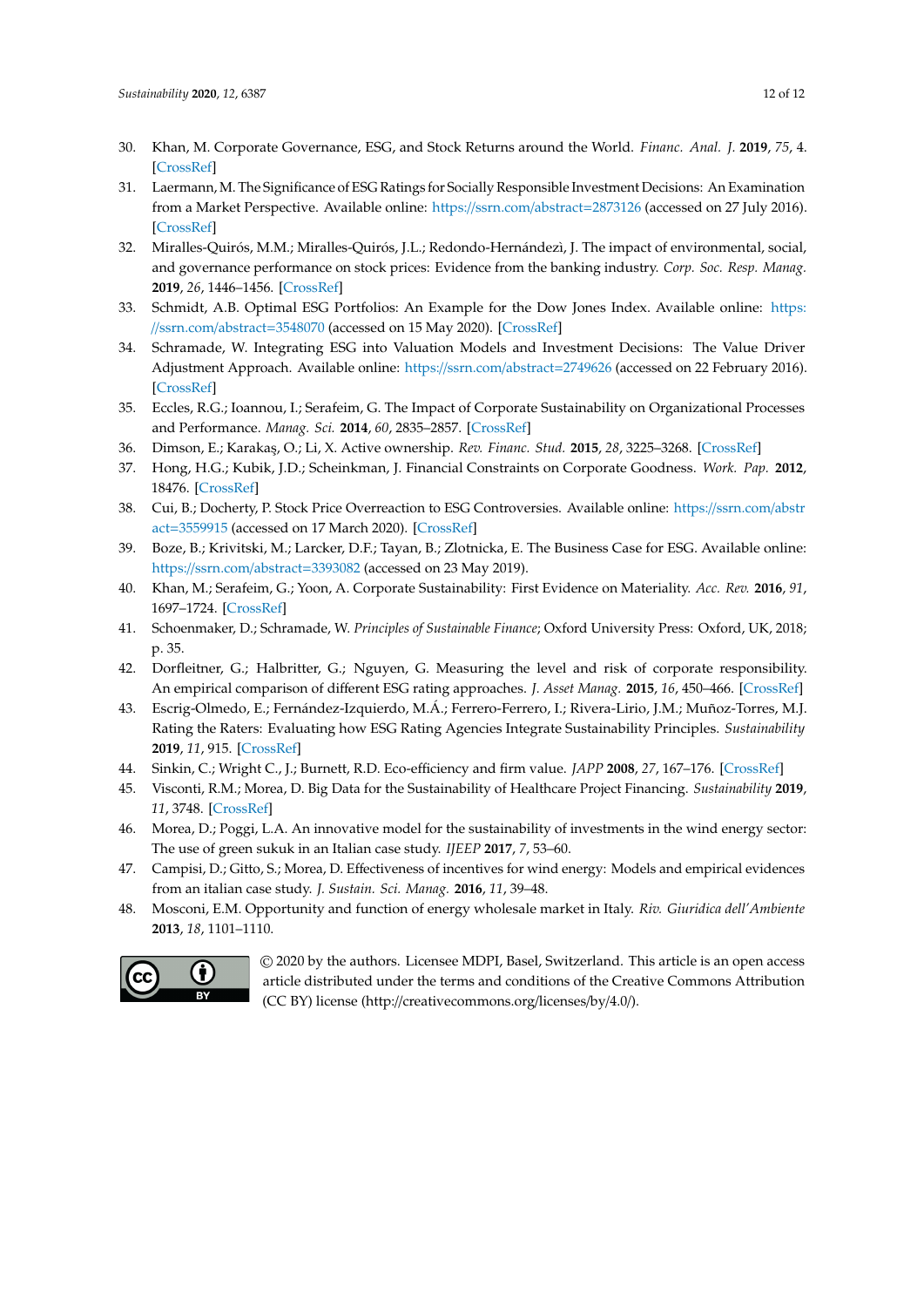30. Khan, M. Corporate Governance, ESG, and Stock Returns around the World. *Financ. Anal. J.* **2019**, *75*, 4. [CrossRef]
31. Laermann, M. The Significance of ESG Ratings for Socially Responsible Investment Decisions: An Examination from a Market Perspective. Available online: https://ssrn.com/abstract=2873126 (accessed on 27 July 2016). [CrossRef]
32. Miralles-Quirós, M.M.; Miralles-Quirós, J.L.; Redondo-Hernándezì, J. The impact of environmental, social, and governance performance on stock prices: Evidence from the banking industry. *Corp. Soc. Resp. Manag.* **2019**, *26*, 1446–1456. [CrossRef]
33. Schmidt, A.B. Optimal ESG Portfolios: An Example for the Dow Jones Index. Available online: https://ssrn.com/abstract=3548070 (accessed on 15 May 2020). [CrossRef]
34. Schramade, W. Integrating ESG into Valuation Models and Investment Decisions: The Value Driver Adjustment Approach. Available online: https://ssrn.com/abstract=2749626 (accessed on 22 February 2016). [CrossRef]
35. Eccles, R.G.; Ioannou, I.; Serafeim, G. The Impact of Corporate Sustainability on Organizational Processes and Performance. *Manag. Sci.* **2014**, *60*, 2835–2857. [CrossRef]
36. Dimson, E.; Karakaş, O.; Li, X. Active ownership. *Rev. Financ. Stud.* **2015**, *28*, 3225–3268. [CrossRef]
37. Hong, H.G.; Kubik, J.D.; Scheinkman, J. Financial Constraints on Corporate Goodness. *Work. Pap.* **2012**, 18476. [CrossRef]
38. Cui, B.; Docherty, P. Stock Price Overreaction to ESG Controversies. Available online: https://ssrn.com/abstract=3559915 (accessed on 17 March 2020). [CrossRef]
39. Boze, B.; Krivitski, M.; Larcker, D.F.; Tayan, B.; Zlotnicka, E. The Business Case for ESG. Available online: https://ssrn.com/abstract=3393082 (accessed on 23 May 2019).
40. Khan, M.; Serafeim, G.; Yoon, A. Corporate Sustainability: First Evidence on Materiality. *Acc. Rev.* **2016**, *91*, 1697–1724. [CrossRef]
41. Schoenmaker, D.; Schramade, W. *Principles of Sustainable Finance*; Oxford University Press: Oxford, UK, 2018; p. 35.
42. Dorfleitner, G.; Halbritter, G.; Nguyen, G. Measuring the level and risk of corporate responsibility. An empirical comparison of different ESG rating approaches. *J. Asset Manag.* **2015**, *16*, 450–466. [CrossRef]
43. Escrig-Olmedo, E.; Fernández-Izquierdo, M.Á.; Ferrero-Ferrero, I.; Rivera-Lirio, J.M.; Muñoz-Torres, M.J. Rating the Raters: Evaluating how ESG Rating Agencies Integrate Sustainability Principles. *Sustainability* **2019**, *11*, 915. [CrossRef]
44. Sinkin, C.; Wright C., J.; Burnett, R.D. Eco-efficiency and firm value. *JAPP* **2008**, *27*, 167–176. [CrossRef]
45. Visconti, R.M.; Morea, D. Big Data for the Sustainability of Healthcare Project Financing. *Sustainability* **2019**, *11*, 3748. [CrossRef]
46. Morea, D.; Poggi, L.A. An innovative model for the sustainability of investments in the wind energy sector: The use of green sukuk in an Italian case study. *IJEEP* **2017**, *7*, 53–60.
47. Campisi, D.; Gitto, S.; Morea, D. Effectiveness of incentives for wind energy: Models and empirical evidences from an italian case study. *J. Sustain. Sci. Manag.* **2016**, *11*, 39–48.
48. Mosconi, E.M. Opportunity and function of energy wholesale market in Italy. *Riv. Giuridica dell'Ambiente* **2013**, *18*, 1101–1110.

© 2020 by the authors. Licensee MDPI, Basel, Switzerland. This article is an open access article distributed under the terms and conditions of the Creative Commons Attribution (CC BY) license (http://creativecommons.org/licenses/by/4.0/).